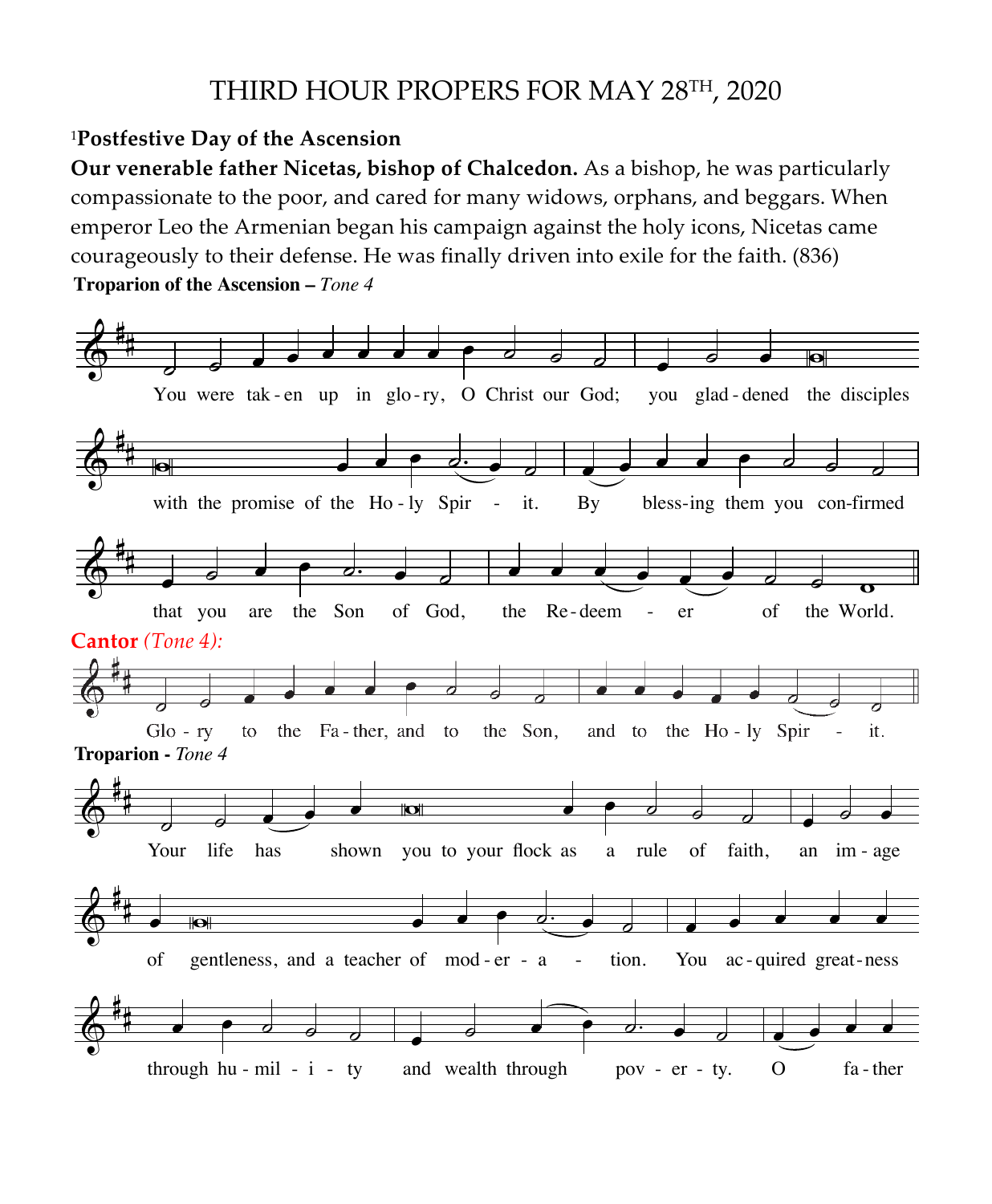# THIRD HOUR PROPERS FOR MAY 28TH, 2020

[1]**Postfestive Day of the Ascension**

**Our venerable father Nicetas, bishop of Chalcedon.** As a bishop, he was particularly compassionate to the poor, and cared for many widows, orphans, and beggars. When emperor Leo the Armenian began his campaign against the holy icons, Nicetas came courageously to their defense. He was finally driven into exile for the faith. (836)

**Troparion of the Ascension –** *Tone 4*

You were tak-en up in glo-ry, O Christ our God; you glad-dened the disciples with the promise of the Ho-ly Spir - it. By bless-ing them you con-firmed that you are the Son of God, the Re-deem - er of the World.

**Cantor** *(Tone 4):*

Glo-ry to the Fa-ther, and to the Son, and to the Ho-ly Spir - it.

**Troparion -** *Tone 4*

Your life has shown you to your flock as a rule of faith, an im-age of gentleness, and a teacher of mod-er-a - tion. You ac-quired great-ness through hu-mil-i-ty and wealth through pov-er-ty. O fa-ther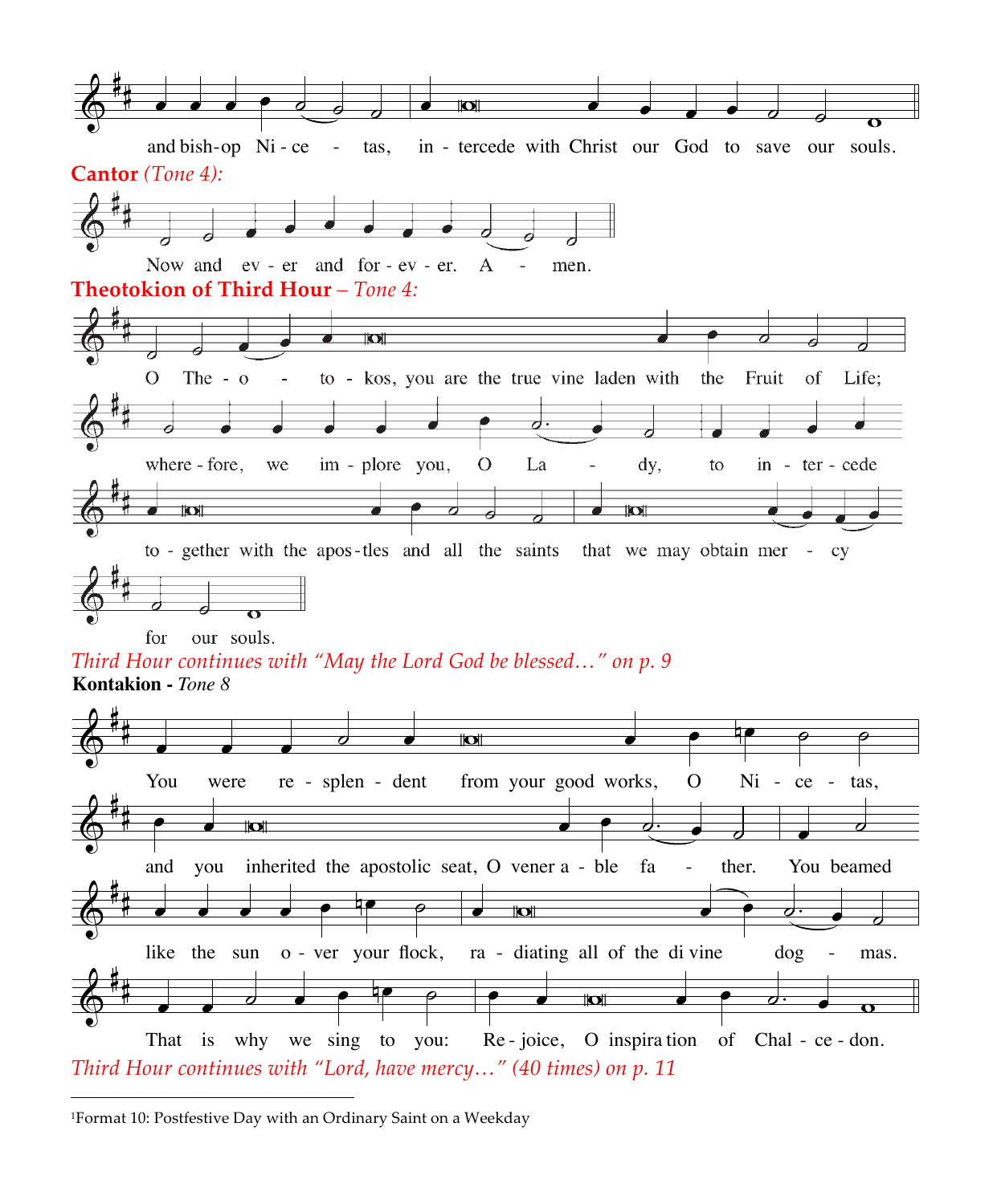and bish-op Ni-ce - tas, in - tercede with Christ our God to save our souls.

**Cantor** *(Tone 4):*

Now and ev - er and for - ev - er. A - men.

**Theotokion of Third Hour** – *Tone 4:*

O The - o - to - kos, you are the true vine laden with the Fruit of Life; where - fore, we im - plore you, O La - dy, to in - ter - cede to - gether with the apos-tles and all the saints that we may obtain mer - cy for our souls.

*Third Hour continues with "May the Lord God be blessed…" on p. 9*

**Kontakion -** *Tone 8*

You were re - splen - dent from your good works, O Ni - ce - tas, and you inherited the apostolic seat, O vener a - ble fa - ther. You beamed like the sun o - ver your flock, ra - diating all of the di vine dog - mas. That is why we sing to you: Re - joice, O inspira tion of Chal - ce - don.

*Third Hour continues with "Lord, have mercy…" (40 times) on p. 11*

---

[1]Format 10: Postfestive Day with an Ordinary Saint on a Weekday